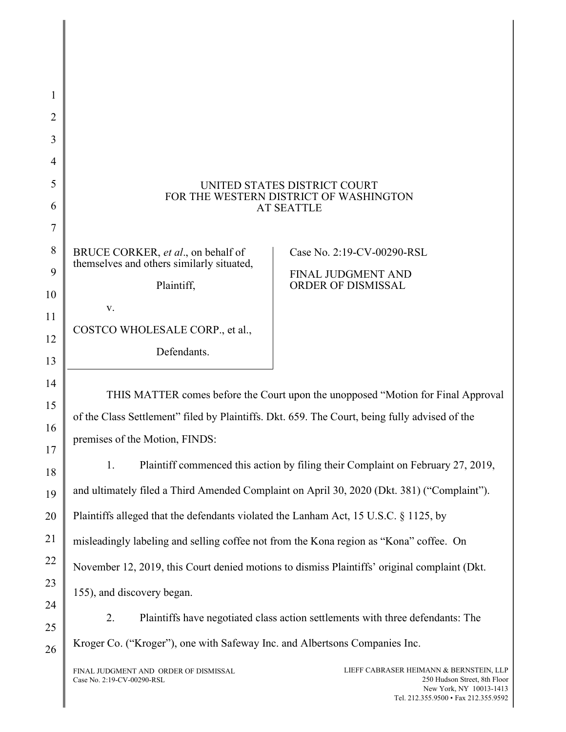UNITED STATES DISTRICT COURT
FOR THE WESTERN DISTRICT OF WASHINGTON
AT SEATTLE

| | |
|---|---|
| BRUCE CORKER, *et al*., on behalf of themselves and others similarly situated,<br><br>Plaintiff,<br><br>v.<br><br>COSTCO WHOLESALE CORP., et al.,<br><br>Defendants. | Case No. 2:19-CV-00290-RSL<br><br>FINAL JUDGMENT AND ORDER OF DISMISSAL |

THIS MATTER comes before the Court upon the unopposed "Motion for Final Approval of the Class Settlement" filed by Plaintiffs. Dkt. 659. The Court, being fully advised of the premises of the Motion, FINDS:

1. Plaintiff commenced this action by filing their Complaint on February 27, 2019, and ultimately filed a Third Amended Complaint on April 30, 2020 (Dkt. 381) ("Complaint"). Plaintiffs alleged that the defendants violated the Lanham Act, 15 U.S.C. § 1125, by misleadingly labeling and selling coffee not from the Kona region as "Kona" coffee. On November 12, 2019, this Court denied motions to dismiss Plaintiffs' original complaint (Dkt. 155), and discovery began.

2. Plaintiffs have negotiated class action settlements with three defendants: The Kroger Co. ("Kroger"), one with Safeway Inc. and Albertsons Companies Inc.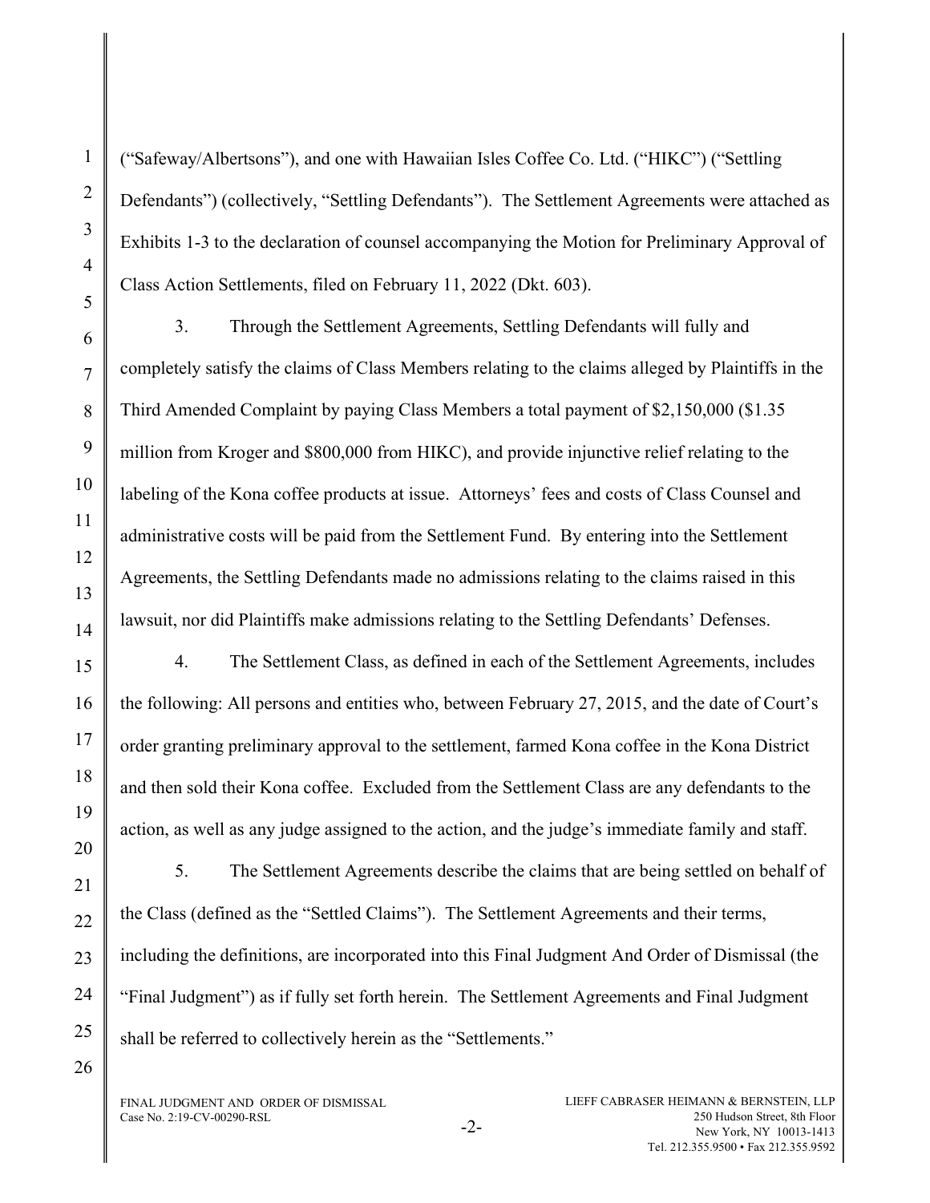("Safeway/Albertsons"), and one with Hawaiian Isles Coffee Co. Ltd. ("HIKC") ("Settling Defendants") (collectively, "Settling Defendants"). The Settlement Agreements were attached as Exhibits 1-3 to the declaration of counsel accompanying the Motion for Preliminary Approval of Class Action Settlements, filed on February 11, 2022 (Dkt. 603).

3. Through the Settlement Agreements, Settling Defendants will fully and completely satisfy the claims of Class Members relating to the claims alleged by Plaintiffs in the Third Amended Complaint by paying Class Members a total payment of $2,150,000 ($1.35 million from Kroger and $800,000 from HIKC), and provide injunctive relief relating to the labeling of the Kona coffee products at issue. Attorneys' fees and costs of Class Counsel and administrative costs will be paid from the Settlement Fund. By entering into the Settlement Agreements, the Settling Defendants made no admissions relating to the claims raised in this lawsuit, nor did Plaintiffs make admissions relating to the Settling Defendants' Defenses.

4. The Settlement Class, as defined in each of the Settlement Agreements, includes the following: All persons and entities who, between February 27, 2015, and the date of Court's order granting preliminary approval to the settlement, farmed Kona coffee in the Kona District and then sold their Kona coffee. Excluded from the Settlement Class are any defendants to the action, as well as any judge assigned to the action, and the judge's immediate family and staff.

5. The Settlement Agreements describe the claims that are being settled on behalf of the Class (defined as the "Settled Claims"). The Settlement Agreements and their terms, including the definitions, are incorporated into this Final Judgment And Order of Dismissal (the "Final Judgment") as if fully set forth herein. The Settlement Agreements and Final Judgment shall be referred to collectively herein as the "Settlements."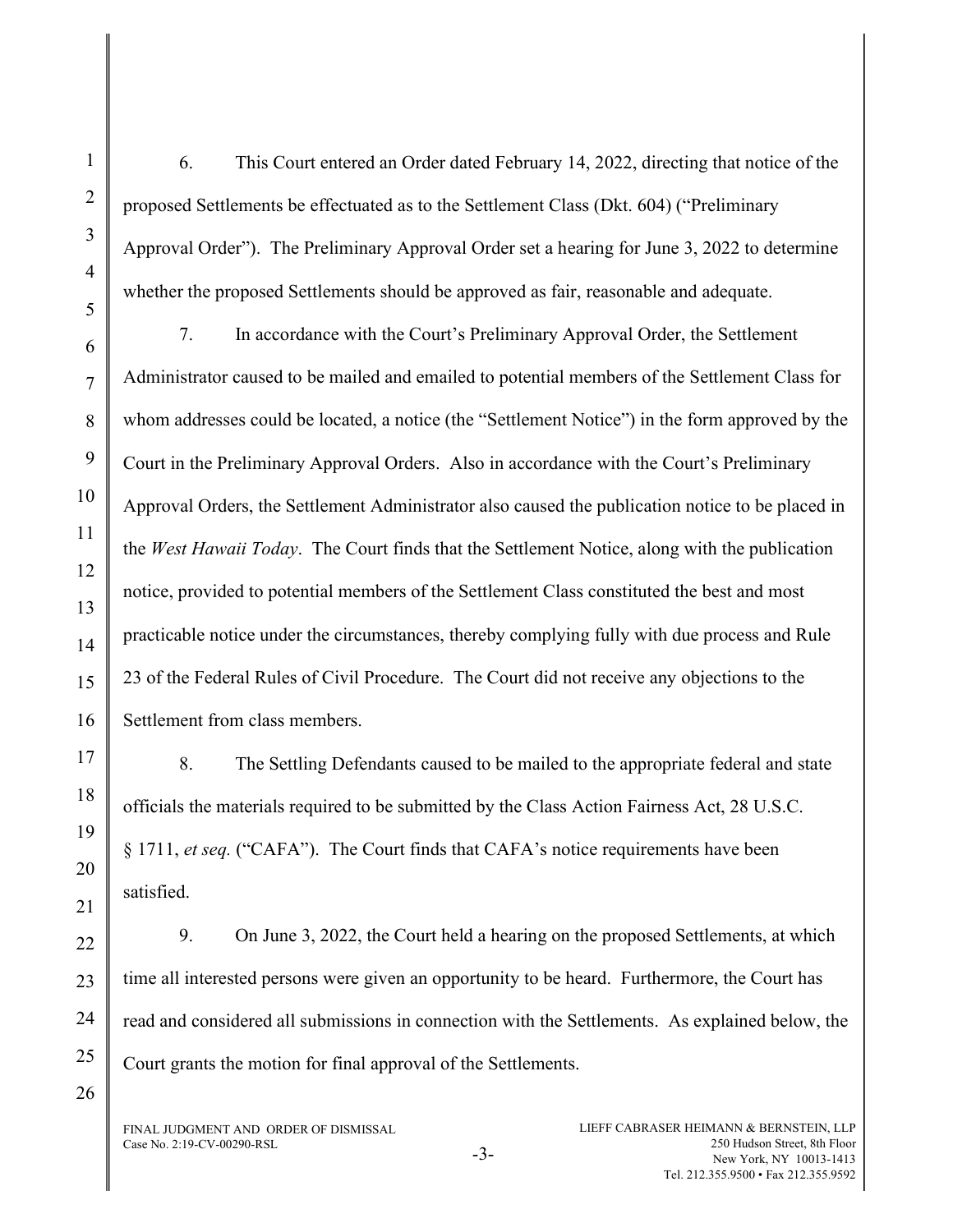6. This Court entered an Order dated February 14, 2022, directing that notice of the proposed Settlements be effectuated as to the Settlement Class (Dkt. 604) ("Preliminary Approval Order"). The Preliminary Approval Order set a hearing for June 3, 2022 to determine whether the proposed Settlements should be approved as fair, reasonable and adequate.

7. In accordance with the Court's Preliminary Approval Order, the Settlement Administrator caused to be mailed and emailed to potential members of the Settlement Class for whom addresses could be located, a notice (the "Settlement Notice") in the form approved by the Court in the Preliminary Approval Orders. Also in accordance with the Court's Preliminary Approval Orders, the Settlement Administrator also caused the publication notice to be placed in the *West Hawaii Today*. The Court finds that the Settlement Notice, along with the publication notice, provided to potential members of the Settlement Class constituted the best and most practicable notice under the circumstances, thereby complying fully with due process and Rule 23 of the Federal Rules of Civil Procedure. The Court did not receive any objections to the Settlement from class members.

8. The Settling Defendants caused to be mailed to the appropriate federal and state officials the materials required to be submitted by the Class Action Fairness Act, 28 U.S.C. § 1711, *et seq.* ("CAFA"). The Court finds that CAFA's notice requirements have been satisfied.

9. On June 3, 2022, the Court held a hearing on the proposed Settlements, at which time all interested persons were given an opportunity to be heard. Furthermore, the Court has read and considered all submissions in connection with the Settlements. As explained below, the Court grants the motion for final approval of the Settlements.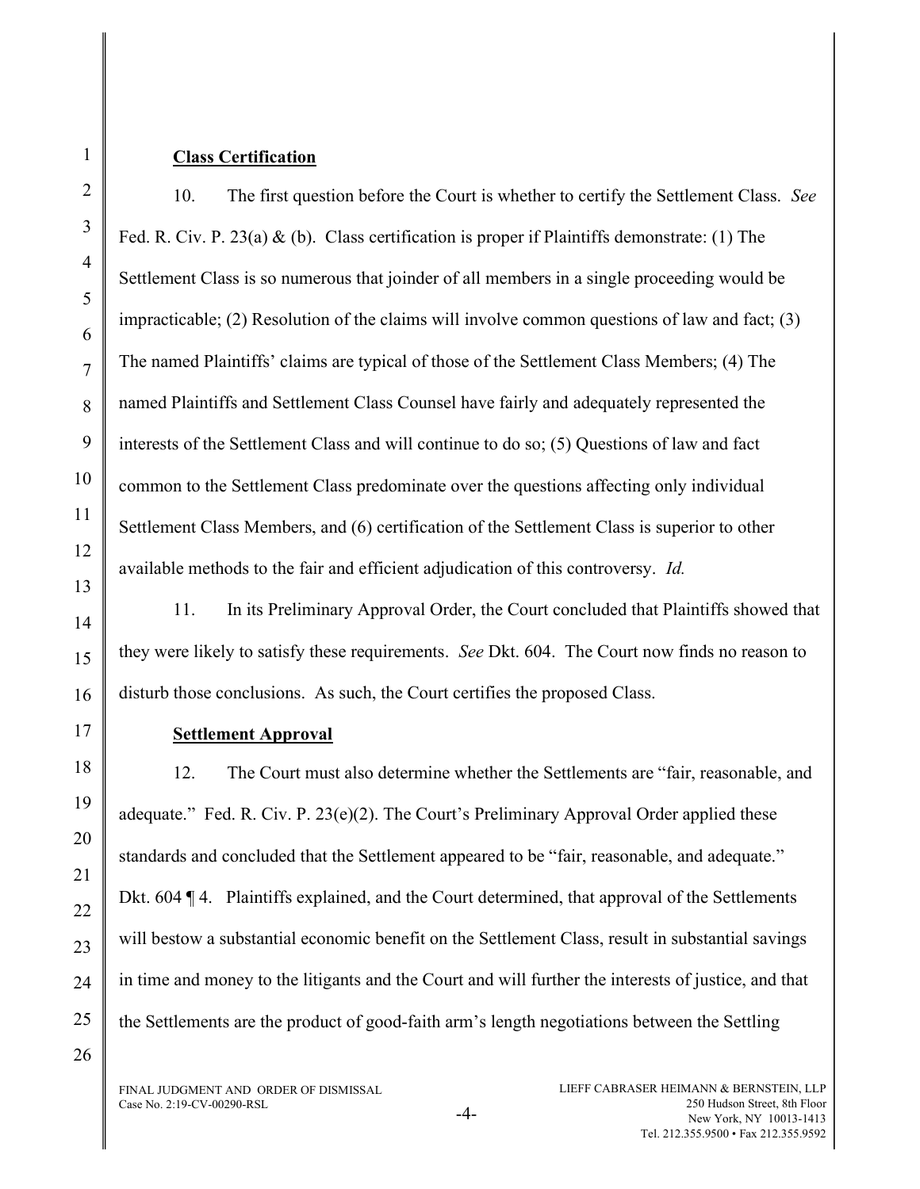**Class Certification**

10. The first question before the Court is whether to certify the Settlement Class. *See* Fed. R. Civ. P. 23(a) & (b). Class certification is proper if Plaintiffs demonstrate: (1) The Settlement Class is so numerous that joinder of all members in a single proceeding would be impracticable; (2) Resolution of the claims will involve common questions of law and fact; (3) The named Plaintiffs' claims are typical of those of the Settlement Class Members; (4) The named Plaintiffs and Settlement Class Counsel have fairly and adequately represented the interests of the Settlement Class and will continue to do so; (5) Questions of law and fact common to the Settlement Class predominate over the questions affecting only individual Settlement Class Members, and (6) certification of the Settlement Class is superior to other available methods to the fair and efficient adjudication of this controversy. *Id.*

11. In its Preliminary Approval Order, the Court concluded that Plaintiffs showed that they were likely to satisfy these requirements. *See* Dkt. 604. The Court now finds no reason to disturb those conclusions. As such, the Court certifies the proposed Class.

**Settlement Approval**

12. The Court must also determine whether the Settlements are "fair, reasonable, and adequate." Fed. R. Civ. P. 23(e)(2). The Court's Preliminary Approval Order applied these standards and concluded that the Settlement appeared to be "fair, reasonable, and adequate." Dkt. 604 ¶ 4. Plaintiffs explained, and the Court determined, that approval of the Settlements will bestow a substantial economic benefit on the Settlement Class, result in substantial savings in time and money to the litigants and the Court and will further the interests of justice, and that the Settlements are the product of good-faith arm's length negotiations between the Settling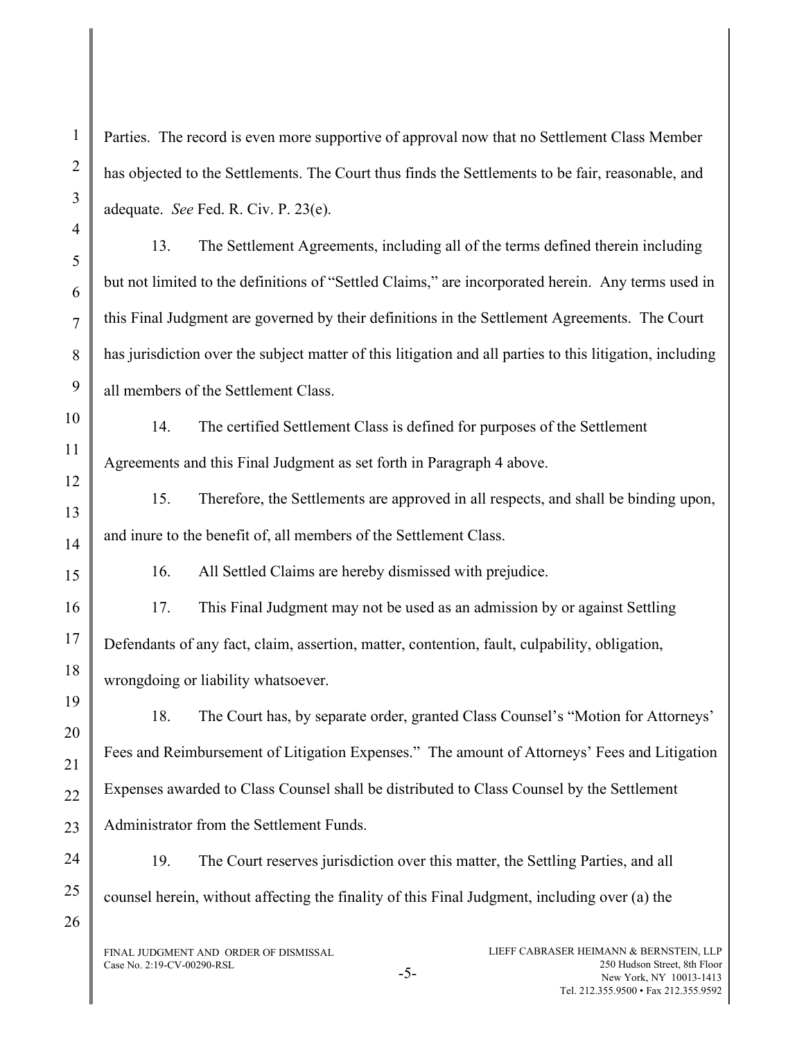Parties. The record is even more supportive of approval now that no Settlement Class Member has objected to the Settlements. The Court thus finds the Settlements to be fair, reasonable, and adequate. *See* Fed. R. Civ. P. 23(e).

13. The Settlement Agreements, including all of the terms defined therein including but not limited to the definitions of "Settled Claims," are incorporated herein. Any terms used in this Final Judgment are governed by their definitions in the Settlement Agreements. The Court has jurisdiction over the subject matter of this litigation and all parties to this litigation, including all members of the Settlement Class.

14. The certified Settlement Class is defined for purposes of the Settlement Agreements and this Final Judgment as set forth in Paragraph 4 above.

15. Therefore, the Settlements are approved in all respects, and shall be binding upon, and inure to the benefit of, all members of the Settlement Class.

16. All Settled Claims are hereby dismissed with prejudice.

17. This Final Judgment may not be used as an admission by or against Settling Defendants of any fact, claim, assertion, matter, contention, fault, culpability, obligation, wrongdoing or liability whatsoever.

18. The Court has, by separate order, granted Class Counsel's "Motion for Attorneys' Fees and Reimbursement of Litigation Expenses." The amount of Attorneys' Fees and Litigation Expenses awarded to Class Counsel shall be distributed to Class Counsel by the Settlement Administrator from the Settlement Funds.

19. The Court reserves jurisdiction over this matter, the Settling Parties, and all counsel herein, without affecting the finality of this Final Judgment, including over (a) the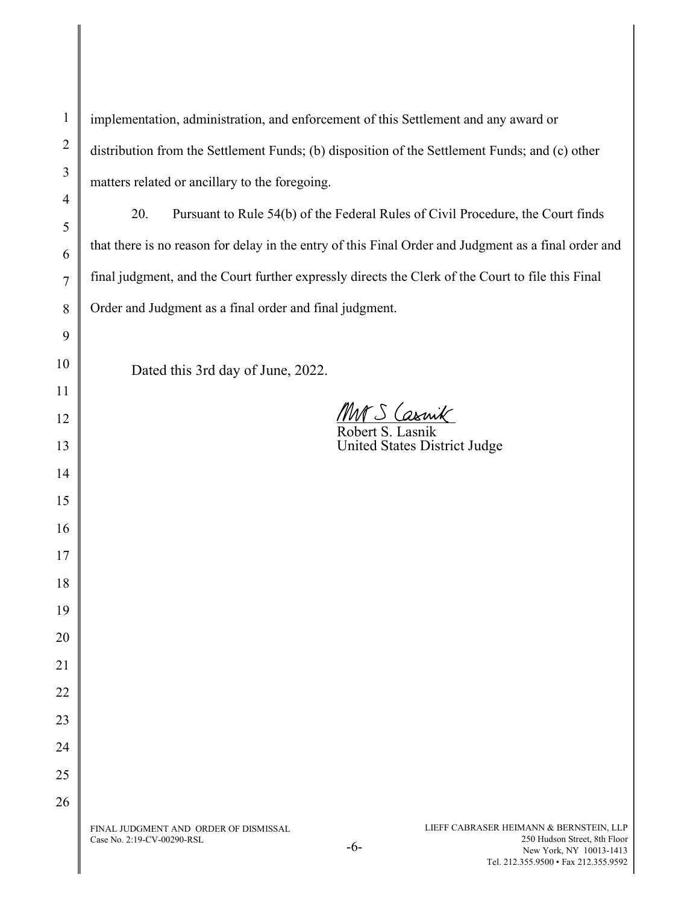implementation, administration, and enforcement of this Settlement and any award or distribution from the Settlement Funds; (b) disposition of the Settlement Funds; and (c) other matters related or ancillary to the foregoing.

20. Pursuant to Rule 54(b) of the Federal Rules of Civil Procedure, the Court finds that there is no reason for delay in the entry of this Final Order and Judgment as a final order and final judgment, and the Court further expressly directs the Clerk of the Court to file this Final Order and Judgment as a final order and final judgment.

Dated this 3rd day of June, 2022.

Robert S. Lasnik
United States District Judge